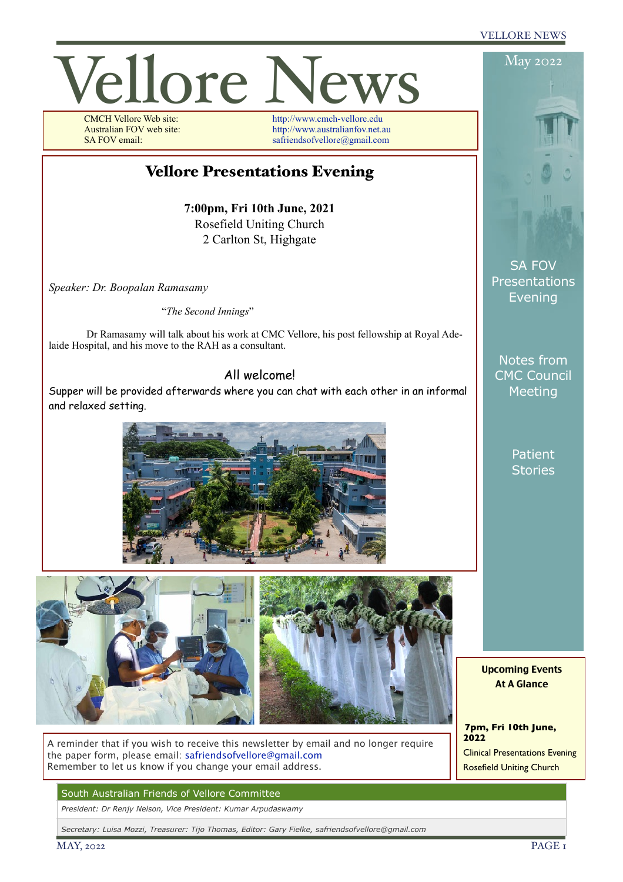# Vellore News

May 2022

CMCH Vellore Web site: http://www.cmch-vellore.edu
Australian FOV web site: http://www.australianfov.net.au
SA FOV email: safriendsofvellore@gmail.com

SA FOV Presentations Evening

Notes from CMC Council Meeting

Patient Stories

## Vellore Presentations Evening

**7:00pm, Fri 10th June, 2021**
Rosefield Uniting Church
2 Carlton St, Highgate

*Speaker: Dr. Boopalan Ramasamy*

"*The Second Innings*"

Dr Ramasamy will talk about his work at CMC Vellore, his post fellowship at Royal Adelaide Hospital, and his move to the RAH as a consultant.

All welcome!

Supper will be provided afterwards where you can chat with each other in an informal and relaxed setting.

A reminder that if you wish to receive this newsletter by email and no longer require the paper form, please email: safriendsofvellore@gmail.com
Remember to let us know if you change your email address.

**Upcoming Events At A Glance**

**7pm, Fri 10th June, 2022**
Clinical Presentations Evening
Rosefield Uniting Church

South Australian Friends of Vellore Committee

*President: Dr Renjy Nelson, Vice President: Kumar Arpudaswamy*

*Secretary: Luisa Mozzi, Treasurer: Tijo Thomas, Editor: Gary Fielke, safriendsofvellore@gmail.com*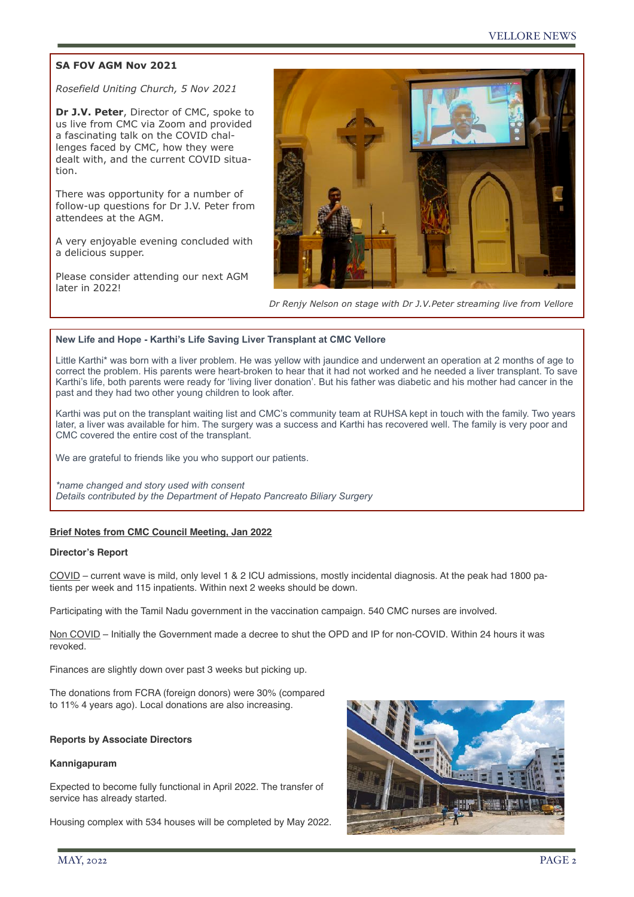## SA FOV AGM Nov 2021

*Rosefield Uniting Church, 5 Nov 2021*

**Dr J.V. Peter**, Director of CMC, spoke to us live from CMC via Zoom and provided a fascinating talk on the COVID challenges faced by CMC, how they were dealt with, and the current COVID situation.

There was opportunity for a number of follow-up questions for Dr J.V. Peter from attendees at the AGM.

A very enjoyable evening concluded with a delicious supper.

Please consider attending our next AGM later in 2022!

*Dr Renjy Nelson on stage with Dr J.V.Peter streaming live from Vellore*

## New Life and Hope - Karthi's Life Saving Liver Transplant at CMC Vellore

Little Karthi* was born with a liver problem. He was yellow with jaundice and underwent an operation at 2 months of age to correct the problem. His parents were heart-broken to hear that it had not worked and he needed a liver transplant. To save Karthi's life, both parents were ready for 'living liver donation'. But his father was diabetic and his mother had cancer in the past and they had two other young children to look after.

Karthi was put on the transplant waiting list and CMC's community team at RUHSA kept in touch with the family. Two years later, a liver was available for him. The surgery was a success and Karthi has recovered well. The family is very poor and CMC covered the entire cost of the transplant.

We are grateful to friends like you who support our patients.

*\*name changed and story used with consent*
*Details contributed by the Department of Hepato Pancreato Biliary Surgery*

## Brief Notes from CMC Council Meeting, Jan 2022

### Director's Report

COVID – current wave is mild, only level 1 & 2 ICU admissions, mostly incidental diagnosis. At the peak had 1800 patients per week and 115 inpatients. Within next 2 weeks should be down.

Participating with the Tamil Nadu government in the vaccination campaign. 540 CMC nurses are involved.

Non COVID – Initially the Government made a decree to shut the OPD and IP for non-COVID. Within 24 hours it was revoked.

Finances are slightly down over past 3 weeks but picking up.

The donations from FCRA (foreign donors) were 30% (compared to 11% 4 years ago). Local donations are also increasing.

### Reports by Associate Directors

**Kannigapuram**

Expected to become fully functional in April 2022. The transfer of service has already started.

Housing complex with 534 houses will be completed by May 2022.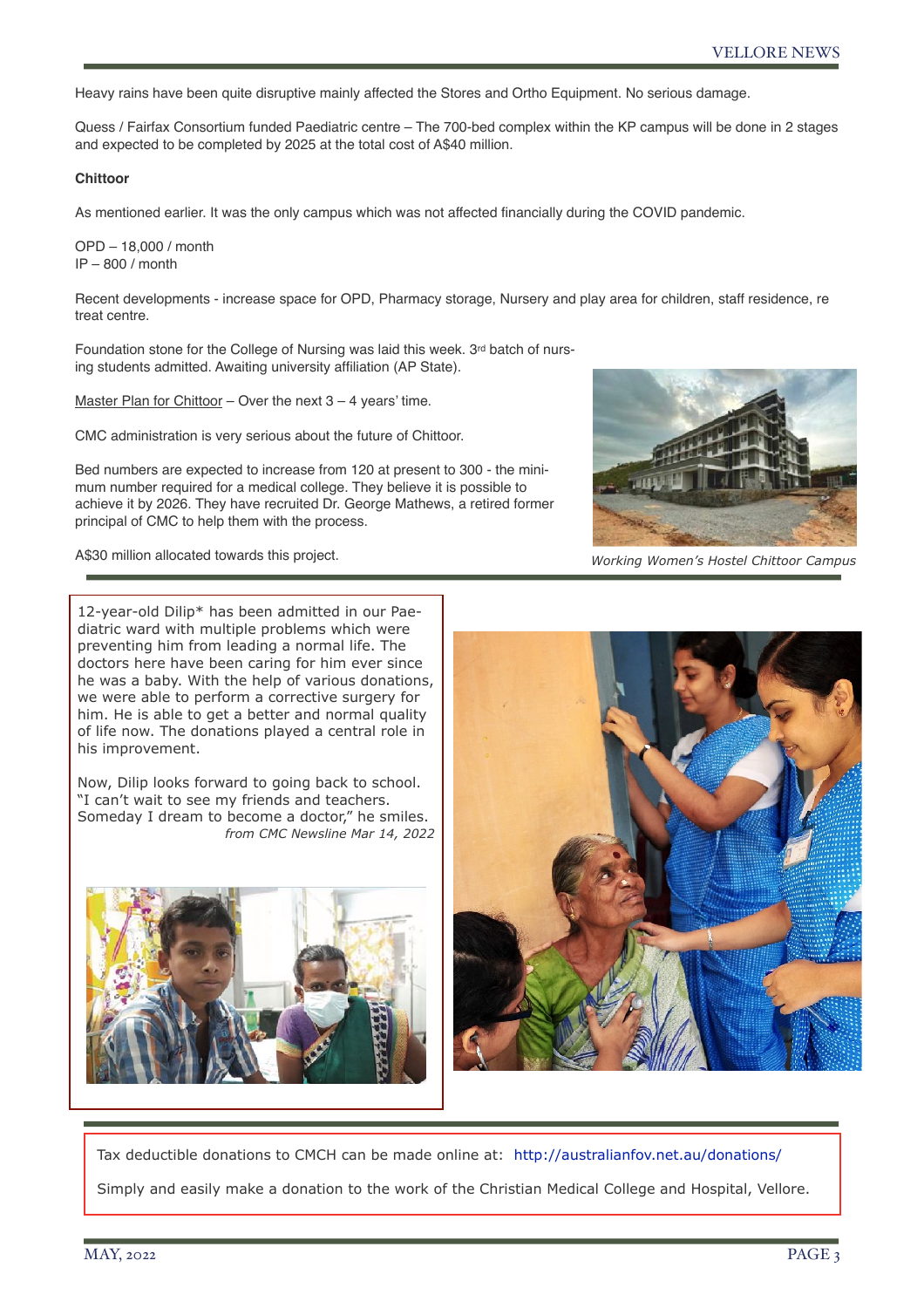Heavy rains have been quite disruptive mainly affected the Stores and Ortho Equipment. No serious damage.

Quess / Fairfax Consortium funded Paediatric centre – The 700-bed complex within the KP campus will be done in 2 stages and expected to be completed by 2025 at the total cost of A$40 million.

**Chittoor**

As mentioned earlier. It was the only campus which was not affected financially during the COVID pandemic.

OPD – 18,000 / month
IP – 800 / month

Recent developments - increase space for OPD, Pharmacy storage, Nursery and play area for children, staff residence, re treat centre.

Foundation stone for the College of Nursing was laid this week. 3rd batch of nursing students admitted. Awaiting university affiliation (AP State).

Master Plan for Chittoor – Over the next 3 – 4 years' time.

CMC administration is very serious about the future of Chittoor.

Bed numbers are expected to increase from 120 at present to 300 - the minimum number required for a medical college. They believe it is possible to achieve it by 2026. They have recruited Dr. George Mathews, a retired former principal of CMC to help them with the process.

A$30 million allocated towards this project.

*Working Women's Hostel Chittoor Campus*

12-year-old Dilip* has been admitted in our Paediatric ward with multiple problems which were preventing him from leading a normal life. The doctors here have been caring for him ever since he was a baby. With the help of various donations, we were able to perform a corrective surgery for him. He is able to get a better and normal quality of life now. The donations played a central role in his improvement.

Now, Dilip looks forward to going back to school. "I can't wait to see my friends and teachers. Someday I dream to become a doctor," he smiles.

*from CMC Newsline Mar 14, 2022*

Tax deductible donations to CMCH can be made online at: http://australianfov.net.au/donations/

Simply and easily make a donation to the work of the Christian Medical College and Hospital, Vellore.